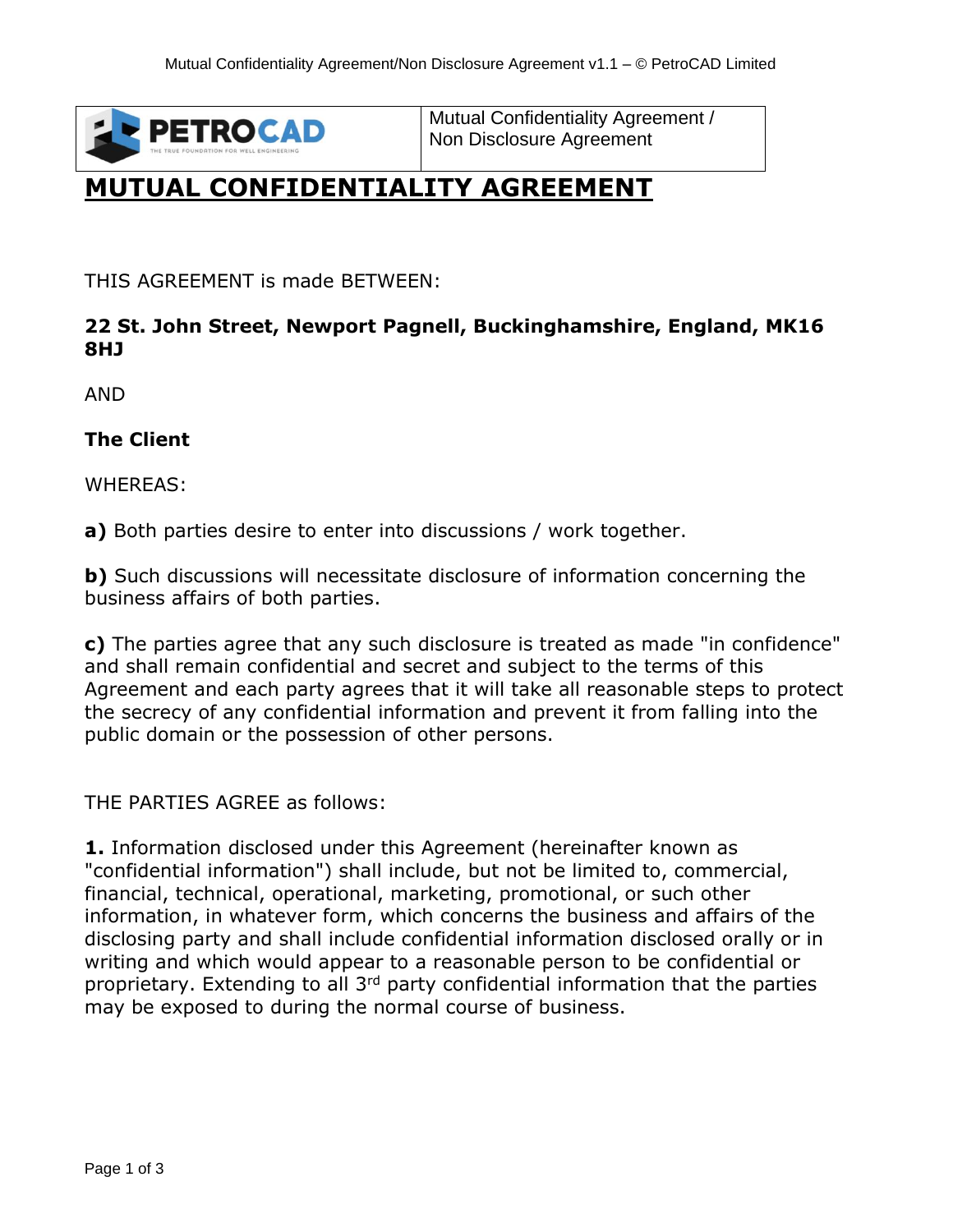| PETROCAD | Mutual Confidentiality Agreement / Non Disclosure Agreement |
| --- | --- |

# MUTUAL CONFIDENTIALITY AGREEMENT

THIS AGREEMENT is made BETWEEN:

**22 St. John Street, Newport Pagnell, Buckinghamshire, England, MK16 8HJ**

AND

**The Client**

WHEREAS:

**a)** Both parties desire to enter into discussions / work together.

**b)** Such discussions will necessitate disclosure of information concerning the business affairs of both parties.

**c)** The parties agree that any such disclosure is treated as made "in confidence" and shall remain confidential and secret and subject to the terms of this Agreement and each party agrees that it will take all reasonable steps to protect the secrecy of any confidential information and prevent it from falling into the public domain or the possession of other persons.

THE PARTIES AGREE as follows:

**1.** Information disclosed under this Agreement (hereinafter known as "confidential information") shall include, but not be limited to, commercial, financial, technical, operational, marketing, promotional, or such other information, in whatever form, which concerns the business and affairs of the disclosing party and shall include confidential information disclosed orally or in writing and which would appear to a reasonable person to be confidential or proprietary. Extending to all 3rd party confidential information that the parties may be exposed to during the normal course of business.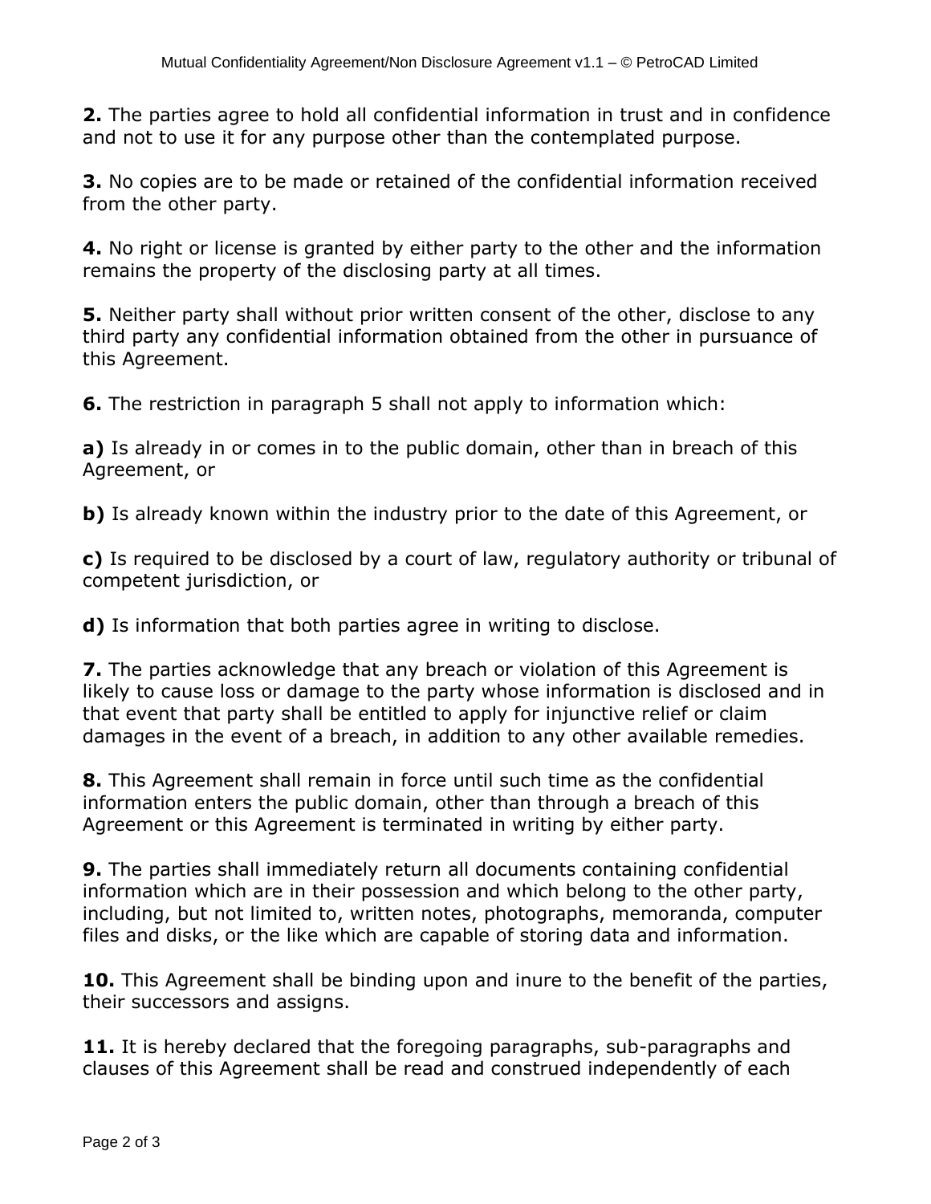**2.** The parties agree to hold all confidential information in trust and in confidence and not to use it for any purpose other than the contemplated purpose.

**3.** No copies are to be made or retained of the confidential information received from the other party.

**4.** No right or license is granted by either party to the other and the information remains the property of the disclosing party at all times.

**5.** Neither party shall without prior written consent of the other, disclose to any third party any confidential information obtained from the other in pursuance of this Agreement.

**6.** The restriction in paragraph 5 shall not apply to information which:

**a)** Is already in or comes in to the public domain, other than in breach of this Agreement, or

**b)** Is already known within the industry prior to the date of this Agreement, or

**c)** Is required to be disclosed by a court of law, regulatory authority or tribunal of competent jurisdiction, or

**d)** Is information that both parties agree in writing to disclose.

**7.** The parties acknowledge that any breach or violation of this Agreement is likely to cause loss or damage to the party whose information is disclosed and in that event that party shall be entitled to apply for injunctive relief or claim damages in the event of a breach, in addition to any other available remedies.

**8.** This Agreement shall remain in force until such time as the confidential information enters the public domain, other than through a breach of this Agreement or this Agreement is terminated in writing by either party.

**9.** The parties shall immediately return all documents containing confidential information which are in their possession and which belong to the other party, including, but not limited to, written notes, photographs, memoranda, computer files and disks, or the like which are capable of storing data and information.

**10.** This Agreement shall be binding upon and inure to the benefit of the parties, their successors and assigns.

**11.** It is hereby declared that the foregoing paragraphs, sub-paragraphs and clauses of this Agreement shall be read and construed independently of each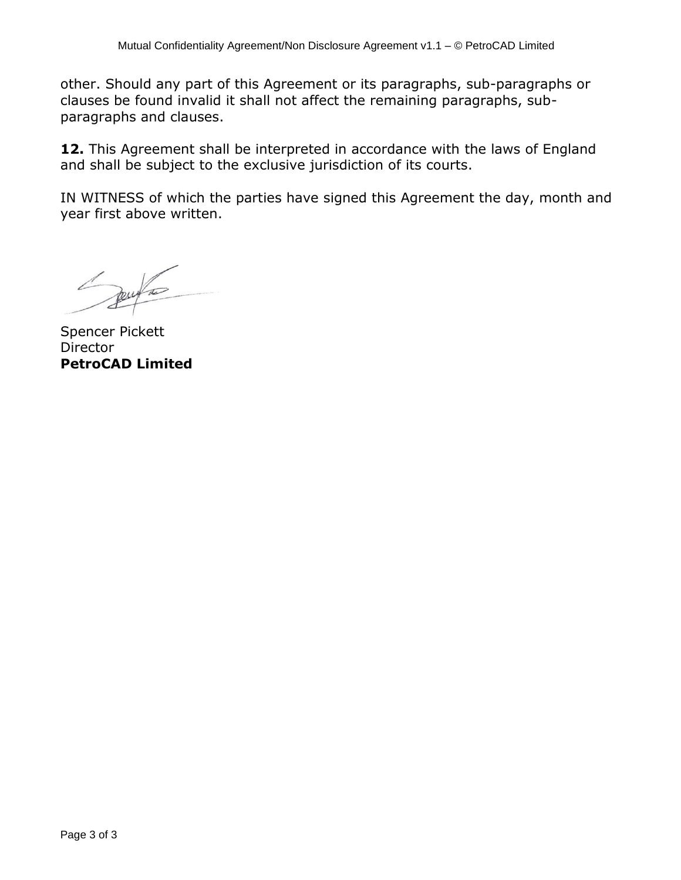other. Should any part of this Agreement or its paragraphs, sub-paragraphs or clauses be found invalid it shall not affect the remaining paragraphs, sub-paragraphs and clauses.

**12.** This Agreement shall be interpreted in accordance with the laws of England and shall be subject to the exclusive jurisdiction of its courts.

IN WITNESS of which the parties have signed this Agreement the day, month and year first above written.

Spencer Pickett
Director
**PetroCAD Limited**